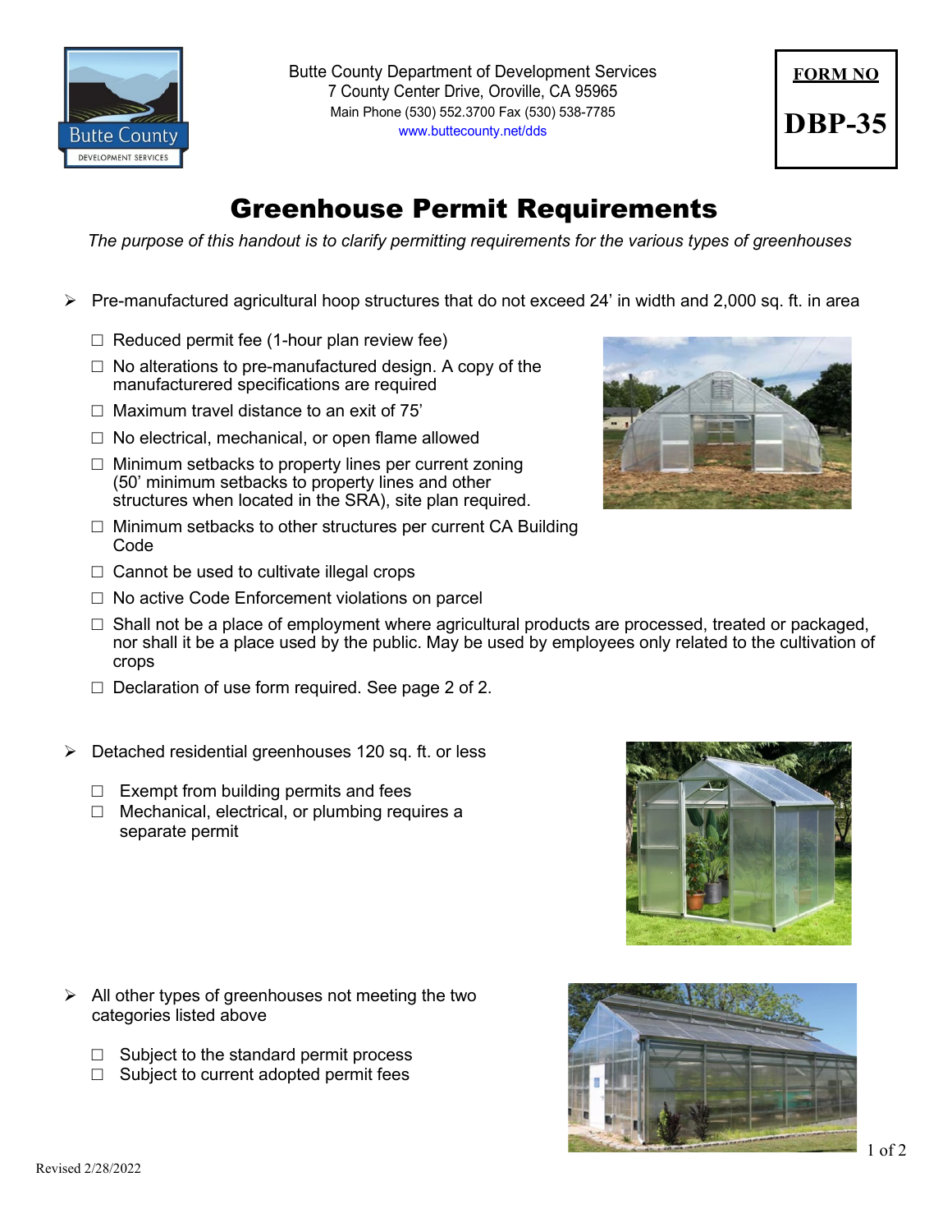Butte County Department of Development Services
7 County Center Drive, Oroville, CA 95965
Main Phone (530) 552.3700 Fax (530) 538-7785
www.buttecounty.net/dds

**FORM NO**

**DBP-35**

# Greenhouse Permit Requirements

*The purpose of this handout is to clarify permitting requirements for the various types of greenhouses*

- Pre-manufactured agricultural hoop structures that do not exceed 24' in width and 2,000 sq. ft. in area
  - ☐ Reduced permit fee (1-hour plan review fee)
  - ☐ No alterations to pre-manufactured design. A copy of the manufacturered specifications are required
  - ☐ Maximum travel distance to an exit of 75'
  - ☐ No electrical, mechanical, or open flame allowed
  - ☐ Minimum setbacks to property lines per current zoning (50' minimum setbacks to property lines and other structures when located in the SRA), site plan required.
  - ☐ Minimum setbacks to other structures per current CA Building Code
  - ☐ Cannot be used to cultivate illegal crops
  - ☐ No active Code Enforcement violations on parcel
  - ☐ Shall not be a place of employment where agricultural products are processed, treated or packaged, nor shall it be a place used by the public. May be used by employees only related to the cultivation of crops
  - ☐ Declaration of use form required. See page 2 of 2.

- Detached residential greenhouses 120 sq. ft. or less
  - ☐ Exempt from building permits and fees
  - ☐ Mechanical, electrical, or plumbing requires a separate permit

- All other types of greenhouses not meeting the two categories listed above
  - ☐ Subject to the standard permit process
  - ☐ Subject to current adopted permit fees

Revised 2/28/2022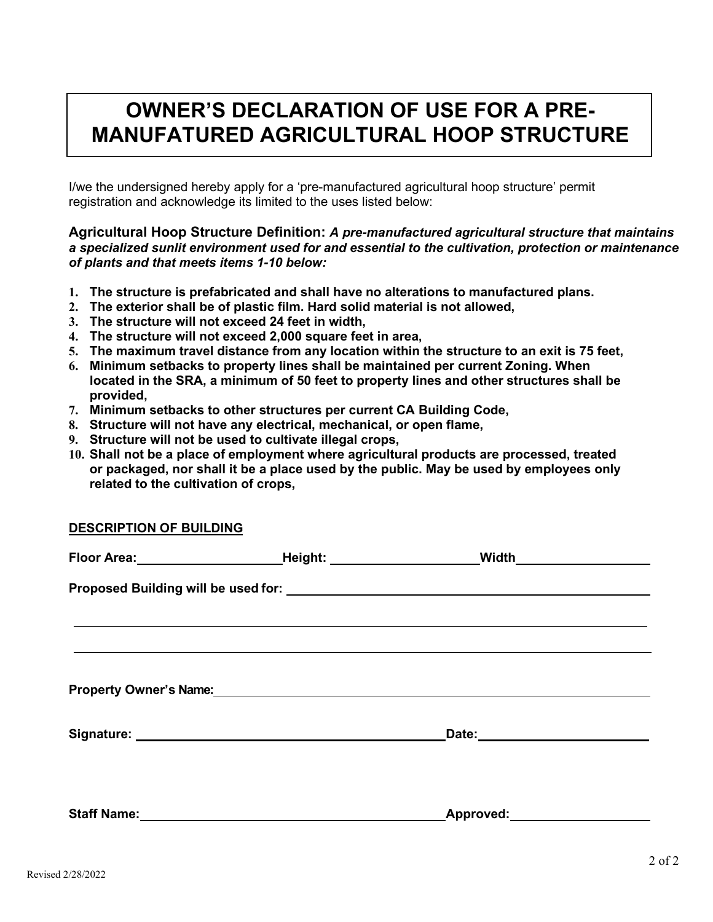# OWNER'S DECLARATION OF USE FOR A PRE-MANUFATURED AGRICULTURAL HOOP STRUCTURE

I/we the undersigned hereby apply for a 'pre-manufactured agricultural hoop structure' permit registration and acknowledge its limited to the uses listed below:

**Agricultural Hoop Structure Definition:** ***A pre-manufactured agricultural structure that maintains a specialized sunlit environment used for and essential to the cultivation, protection or maintenance of plants and that meets items 1-10 below:***

1. **The structure is prefabricated and shall have no alterations to manufactured plans.**
2. **The exterior shall be of plastic film. Hard solid material is not allowed,**
3. **The structure will not exceed 24 feet in width,**
4. **The structure will not exceed 2,000 square feet in area,**
5. **The maximum travel distance from any location within the structure to an exit is 75 feet,**
6. **Minimum setbacks to property lines shall be maintained per current Zoning. When located in the SRA, a minimum of 50 feet to property lines and other structures shall be provided,**
7. **Minimum setbacks to other structures per current CA Building Code,**
8. **Structure will not have any electrical, mechanical, or open flame,**
9. **Structure will not be used to cultivate illegal crops,**
10. **Shall not be a place of employment where agricultural products are processed, treated or packaged, nor shall it be a place used by the public. May be used by employees only related to the cultivation of crops,**

**DESCRIPTION OF BUILDING**

**Floor Area:** ____________ **Height:** ____________ **Width** ____________

**Proposed Building will be used for:** ______________________________

______________________________________________________________

______________________________________________________________

**Property Owner's Name:** ______________________________

**Signature:** ______________________________ **Date:** ____________

**Staff Name:** ______________________________ **Approved:** ____________

Revised 2/28/2022